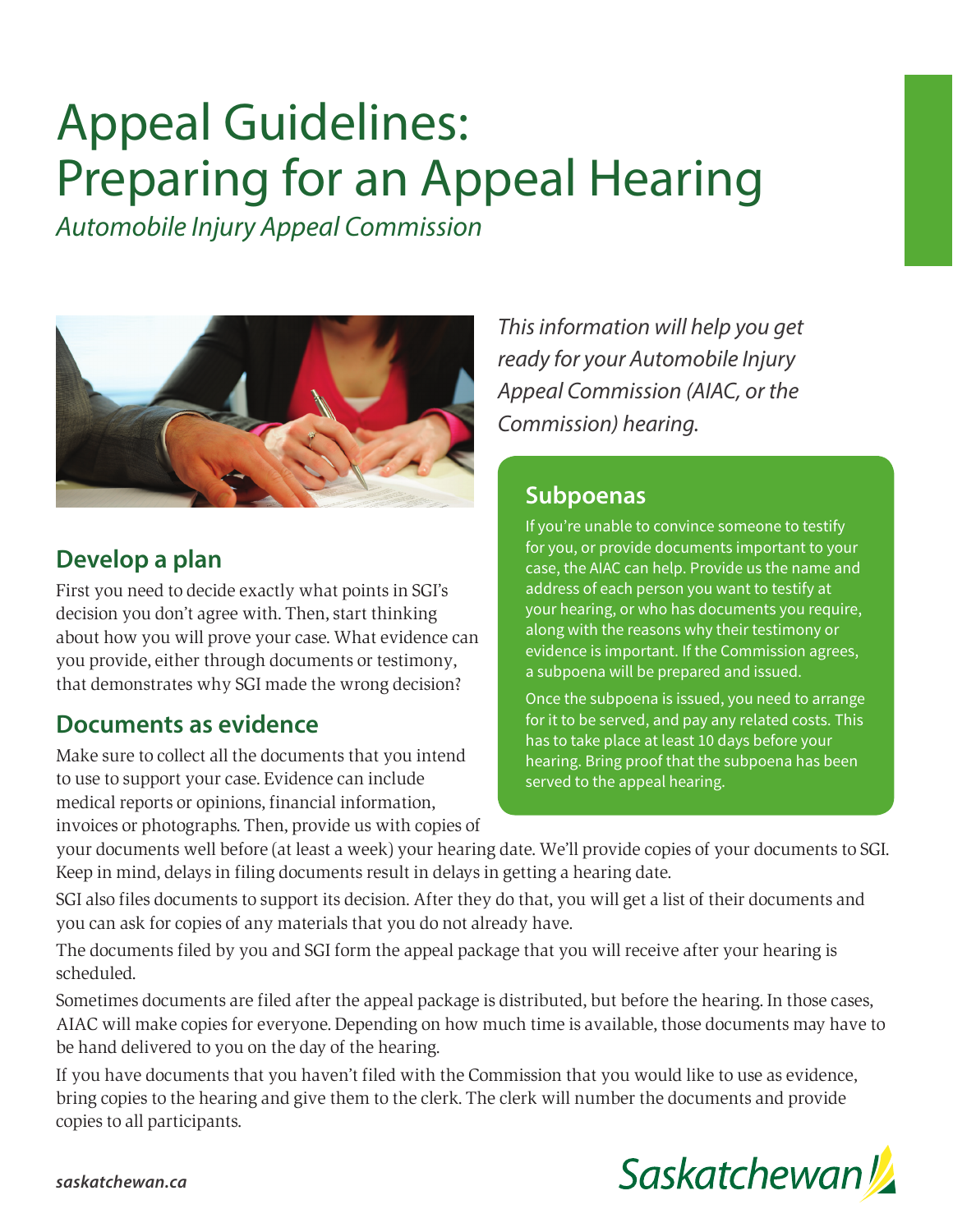# Appeal Guidelines: Preparing for an Appeal Hearing

*Automobile Injury Appeal Commission*

*This information will help you get ready for your Automobile Injury Appeal Commission (AIAC, or the Commission) hearing.*

## Develop a plan

First you need to decide exactly what points in SGI's decision you don't agree with. Then, start thinking about how you will prove your case. What evidence can you provide, either through documents or testimony, that demonstrates why SGI made the wrong decision?

## Documents as evidence

Make sure to collect all the documents that you intend to use to support your case. Evidence can include medical reports or opinions, financial information, invoices or photographs. Then, provide us with copies of your documents well before (at least a week) your hearing date. We'll provide copies of your documents to SGI. Keep in mind, delays in filing documents result in delays in getting a hearing date.

SGI also files documents to support its decision. After they do that, you will get a list of their documents and you can ask for copies of any materials that you do not already have.

The documents filed by you and SGI form the appeal package that you will receive after your hearing is scheduled.

Sometimes documents are filed after the appeal package is distributed, but before the hearing. In those cases, AIAC will make copies for everyone. Depending on how much time is available, those documents may have to be hand delivered to you on the day of the hearing.

If you have documents that you haven't filed with the Commission that you would like to use as evidence, bring copies to the hearing and give them to the clerk. The clerk will number the documents and provide copies to all participants.

## Subpoenas

If you're unable to convince someone to testify for you, or provide documents important to your case, the AIAC can help. Provide us the name and address of each person you want to testify at your hearing, or who has documents you require, along with the reasons why their testimony or evidence is important. If the Commission agrees, a subpoena will be prepared and issued.

Once the subpoena is issued, you need to arrange for it to be served, and pay any related costs. This has to take place at least 10 days before your hearing. Bring proof that the subpoena has been served to the appeal hearing.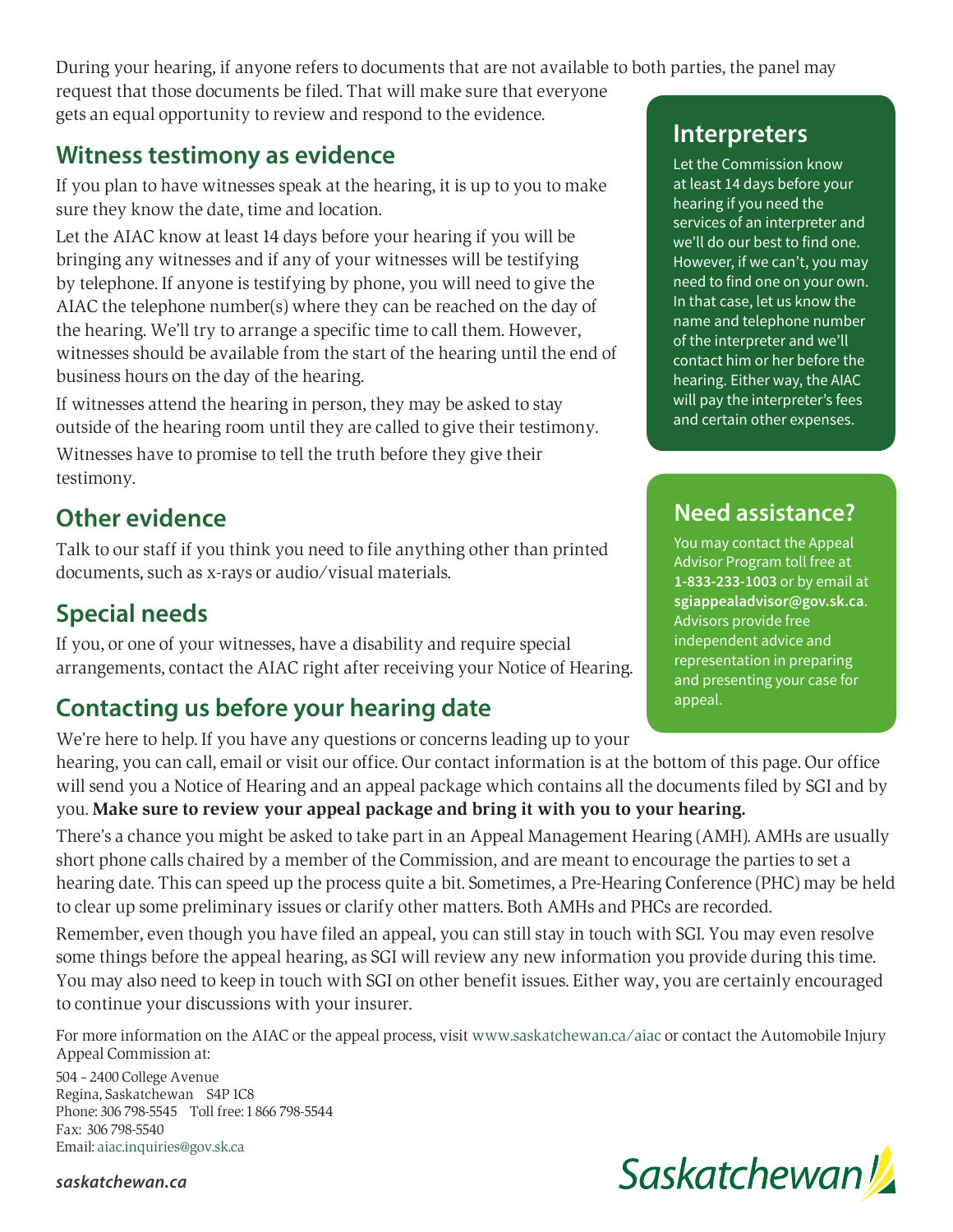During your hearing, if anyone refers to documents that are not available to both parties, the panel may request that those documents be filed. That will make sure that everyone gets an equal opportunity to review and respond to the evidence.

## Witness testimony as evidence

If you plan to have witnesses speak at the hearing, it is up to you to make sure they know the date, time and location.

Let the AIAC know at least 14 days before your hearing if you will be bringing any witnesses and if any of your witnesses will be testifying by telephone. If anyone is testifying by phone, you will need to give the AIAC the telephone number(s) where they can be reached on the day of the hearing. We'll try to arrange a specific time to call them. However, witnesses should be available from the start of the hearing until the end of business hours on the day of the hearing.

If witnesses attend the hearing in person, they may be asked to stay outside of the hearing room until they are called to give their testimony.

Witnesses have to promise to tell the truth before they give their testimony.

## Other evidence

Talk to our staff if you think you need to file anything other than printed documents, such as x-rays or audio/visual materials.

## Special needs

If you, or one of your witnesses, have a disability and require special arrangements, contact the AIAC right after receiving your Notice of Hearing.

## Contacting us before your hearing date

We're here to help. If you have any questions or concerns leading up to your hearing, you can call, email or visit our office. Our contact information is at the bottom of this page. Our office will send you a Notice of Hearing and an appeal package which contains all the documents filed by SGI and by you. **Make sure to review your appeal package and bring it with you to your hearing.**

There's a chance you might be asked to take part in an Appeal Management Hearing (AMH). AMHs are usually short phone calls chaired by a member of the Commission, and are meant to encourage the parties to set a hearing date. This can speed up the process quite a bit. Sometimes, a Pre-Hearing Conference (PHC) may be held to clear up some preliminary issues or clarify other matters. Both AMHs and PHCs are recorded.

Remember, even though you have filed an appeal, you can still stay in touch with SGI. You may even resolve some things before the appeal hearing, as SGI will review any new information you provide during this time. You may also need to keep in touch with SGI on other benefit issues. Either way, you are certainly encouraged to continue your discussions with your insurer.

## Interpreters

Let the Commission know at least 14 days before your hearing if you need the services of an interpreter and we'll do our best to find one. However, if we can't, you may need to find one on your own. In that case, let us know the name and telephone number of the interpreter and we'll contact him or her before the hearing. Either way, the AIAC will pay the interpreter's fees and certain other expenses.

## Need assistance?

You may contact the Appeal Advisor Program toll free at **1-833-233-1003** or by email at **sgiappealadvisor@gov.sk.ca**. Advisors provide free independent advice and representation in preparing and presenting your case for appeal.

For more information on the AIAC or the appeal process, visit www.saskatchewan.ca/aiac or contact the Automobile Injury Appeal Commission at:

504 – 2400 College Avenue
Regina, Saskatchewan S4P 1C8
Phone: 306 798-5545 Toll free: 1 866 798-5544
Fax: 306 798-5540
Email: aiac.inquiries@gov.sk.ca

*saskatchewan.ca*

Saskatchewan